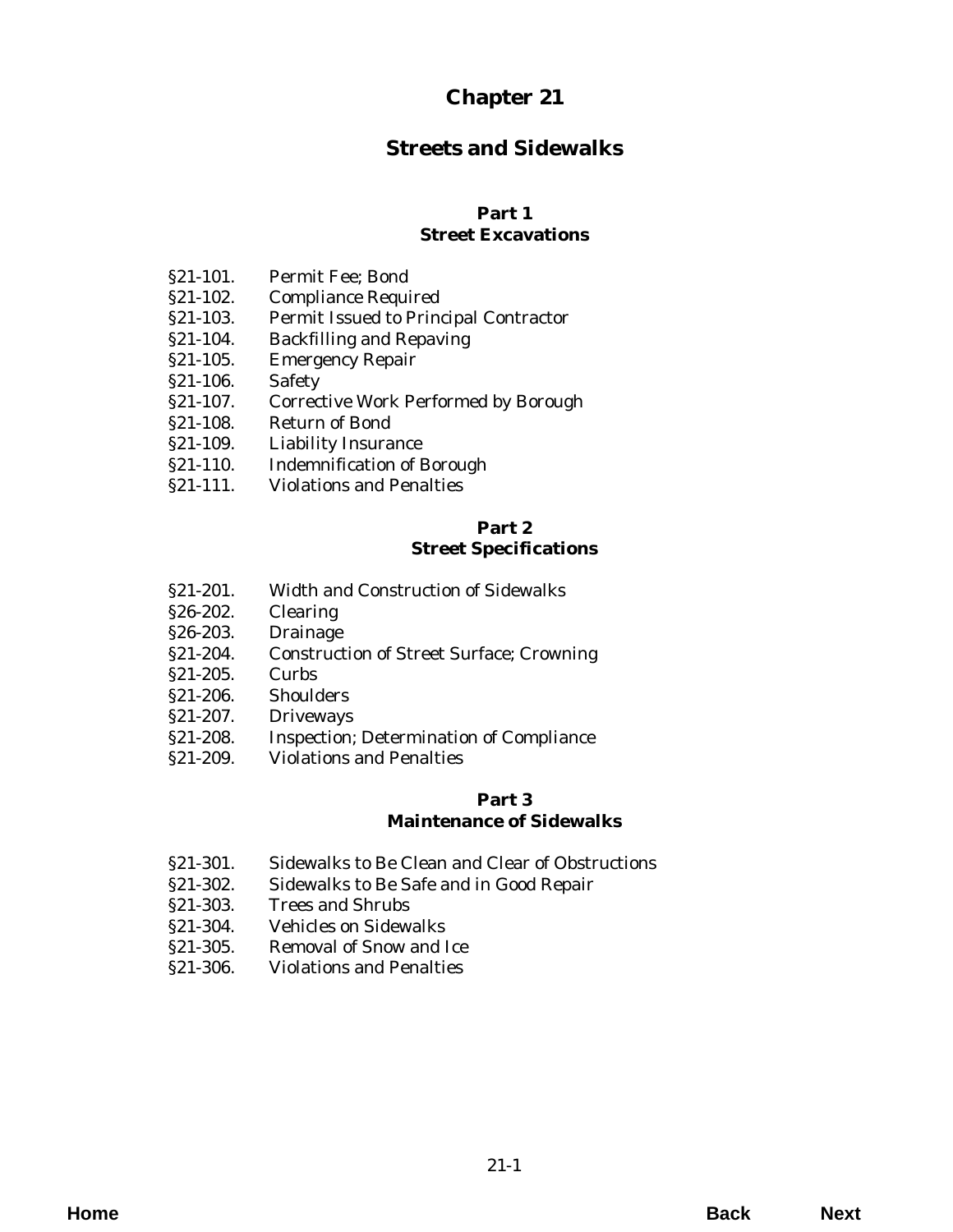# Chapter 21

# Streets and Sidewalks

## Part 1
## Street Excavations

§21-101. Permit Fee; Bond
§21-102. Compliance Required
§21-103. Permit Issued to Principal Contractor
§21-104. Backfilling and Repaving
§21-105. Emergency Repair
§21-106. Safety
§21-107. Corrective Work Performed by Borough
§21-108. Return of Bond
§21-109. Liability Insurance
§21-110. Indemnification of Borough
§21-111. Violations and Penalties

## Part 2
## Street Specifications

§21-201. Width and Construction of Sidewalks
§26-202. Clearing
§26-203. Drainage
§21-204. Construction of Street Surface; Crowning
§21-205. Curbs
§21-206. Shoulders
§21-207. Driveways
§21-208. Inspection; Determination of Compliance
§21-209. Violations and Penalties

## Part 3
## Maintenance of Sidewalks

§21-301. Sidewalks to Be Clean and Clear of Obstructions
§21-302. Sidewalks to Be Safe and in Good Repair
§21-303. Trees and Shrubs
§21-304. Vehicles on Sidewalks
§21-305. Removal of Snow and Ice
§21-306. Violations and Penalties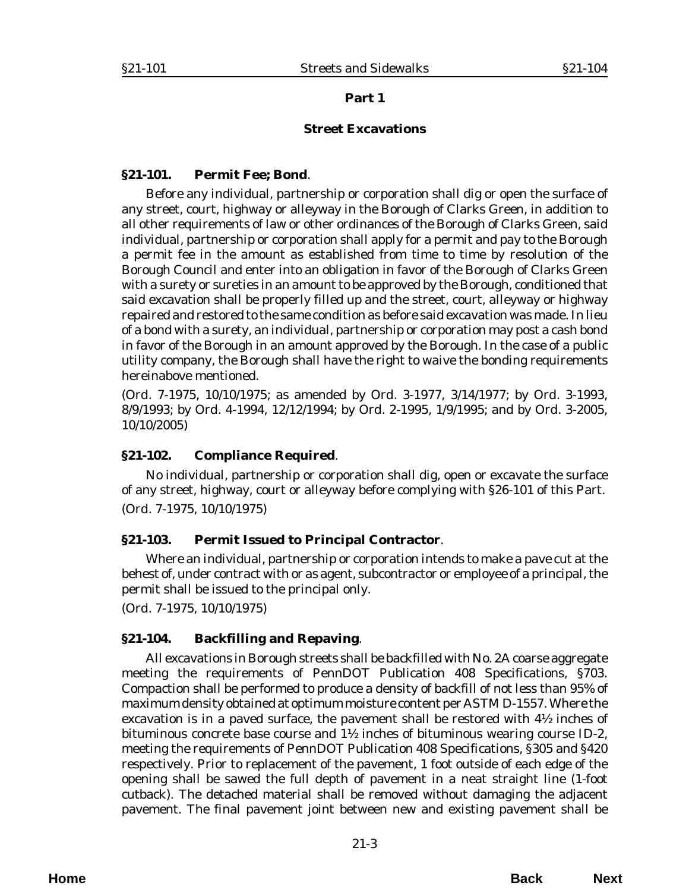## Part 1

### Street Excavations

**§21-101. Permit Fee; Bond**.

Before any individual, partnership or corporation shall dig or open the surface of any street, court, highway or alleyway in the Borough of Clarks Green, in addition to all other requirements of law or other ordinances of the Borough of Clarks Green, said individual, partnership or corporation shall apply for a permit and pay to the Borough a permit fee in the amount as established from time to time by resolution of the Borough Council and enter into an obligation in favor of the Borough of Clarks Green with a surety or sureties in an amount to be approved by the Borough, conditioned that said excavation shall be properly filled up and the street, court, alleyway or highway repaired and restored to the same condition as before said excavation was made. In lieu of a bond with a surety, an individual, partnership or corporation may post a cash bond in favor of the Borough in an amount approved by the Borough. In the case of a public utility company, the Borough shall have the right to waive the bonding requirements hereinabove mentioned.

(*Ord. 7-1975*, 10/10/1975; as amended by *Ord. 3-1977*, 3/14/1977; by *Ord. 3-1993*, 8/9/1993; by *Ord. 4-1994*, 12/12/1994; by *Ord. 2-1995*, 1/9/1995; and by *Ord. 3-2005*, 10/10/2005)

**§21-102. Compliance Required**.

No individual, partnership or corporation shall dig, open or excavate the surface of any street, highway, court or alleyway before complying with §26-101 of this Part.

(*Ord. 7-1975*, 10/10/1975)

**§21-103. Permit Issued to Principal Contractor**.

Where an individual, partnership or corporation intends to make a pave cut at the behest of, under contract with or as agent, subcontractor or employee of a principal, the permit shall be issued to the principal only.

(*Ord. 7-1975*, 10/10/1975)

**§21-104. Backfilling and Repaving**.

All excavations in Borough streets shall be backfilled with No. 2A coarse aggregate meeting the requirements of PennDOT Publication 408 Specifications, §703. Compaction shall be performed to produce a density of backfill of not less than 95% of maximum density obtained at optimum moisture content per ASTM D-1557. Where the excavation is in a paved surface, the pavement shall be restored with 4½ inches of bituminous concrete base course and 1½ inches of bituminous wearing course ID-2, meeting the requirements of PennDOT Publication 408 Specifications, §305 and §420 respectively. Prior to replacement of the pavement, 1 foot outside of each edge of the opening shall be sawed the full depth of pavement in a neat straight line (1-foot cutback). The detached material shall be removed without damaging the adjacent pavement. The final pavement joint between new and existing pavement shall be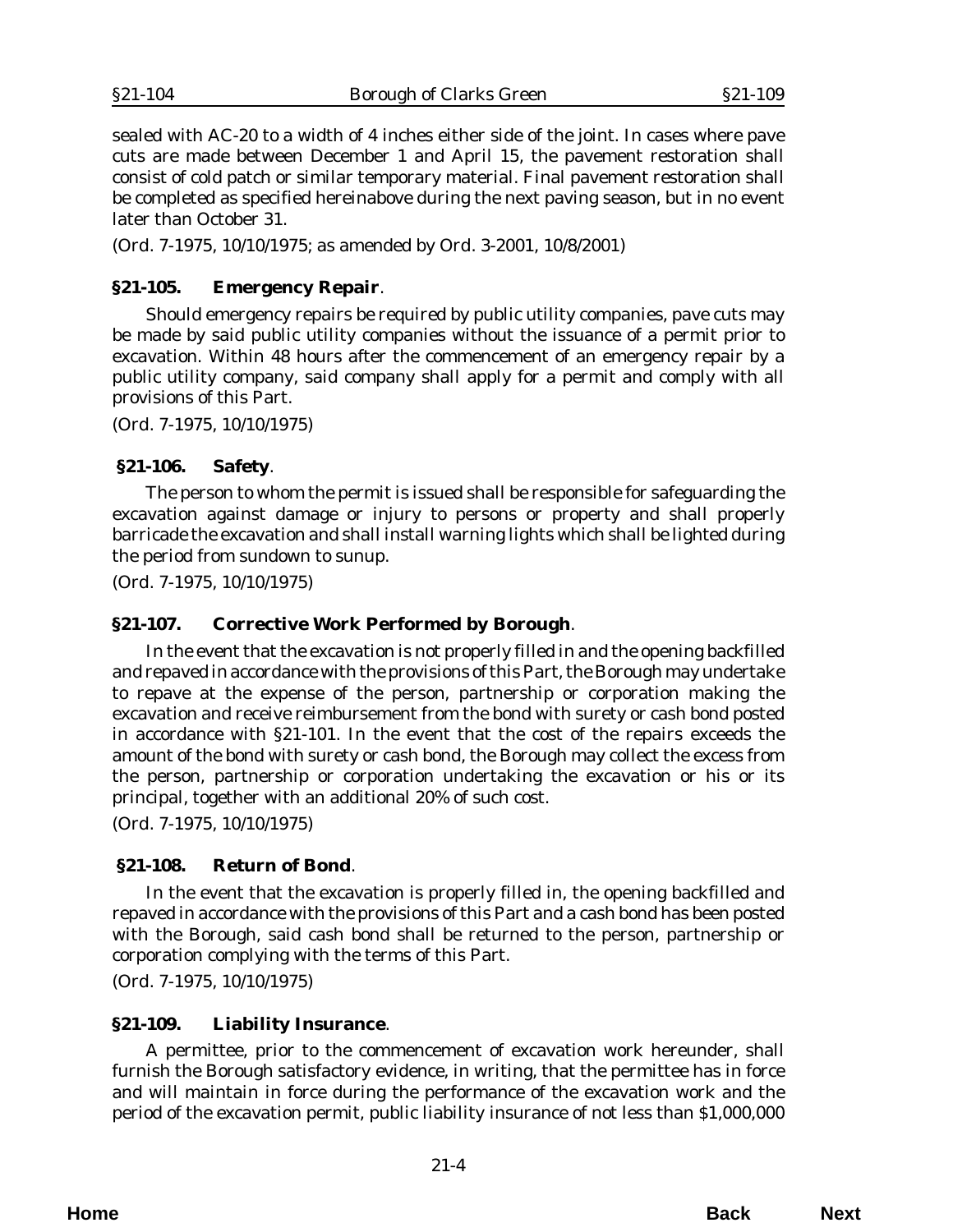sealed with AC-20 to a width of 4 inches either side of the joint. In cases where pave cuts are made between December 1 and April 15, the pavement restoration shall consist of cold patch or similar temporary material. Final pavement restoration shall be completed as specified hereinabove during the next paving season, but in no event later than October 31.

(*Ord. 7-1975, 10/10/1975; as amended by Ord. 3-2001, 10/8/2001*)

### §21-105. Emergency Repair.

Should emergency repairs be required by public utility companies, pave cuts may be made by said public utility companies without the issuance of a permit prior to excavation. Within 48 hours after the commencement of an emergency repair by a public utility company, said company shall apply for a permit and comply with all provisions of this Part.

(*Ord. 7-1975, 10/10/1975*)

### §21-106. Safety.

The person to whom the permit is issued shall be responsible for safeguarding the excavation against damage or injury to persons or property and shall properly barricade the excavation and shall install warning lights which shall be lighted during the period from sundown to sunup.

(*Ord. 7-1975, 10/10/1975*)

### §21-107. Corrective Work Performed by Borough.

In the event that the excavation is not properly filled in and the opening backfilled and repaved in accordance with the provisions of this Part, the Borough may undertake to repave at the expense of the person, partnership or corporation making the excavation and receive reimbursement from the bond with surety or cash bond posted in accordance with §21-101. In the event that the cost of the repairs exceeds the amount of the bond with surety or cash bond, the Borough may collect the excess from the person, partnership or corporation undertaking the excavation or his or its principal, together with an additional 20% of such cost.

(*Ord. 7-1975, 10/10/1975*)

### §21-108. Return of Bond.

In the event that the excavation is properly filled in, the opening backfilled and repaved in accordance with the provisions of this Part and a cash bond has been posted with the Borough, said cash bond shall be returned to the person, partnership or corporation complying with the terms of this Part.

(*Ord. 7-1975, 10/10/1975*)

### §21-109. Liability Insurance.

A permittee, prior to the commencement of excavation work hereunder, shall furnish the Borough satisfactory evidence, in writing, that the permittee has in force and will maintain in force during the performance of the excavation work and the period of the excavation permit, public liability insurance of not less than $1,000,000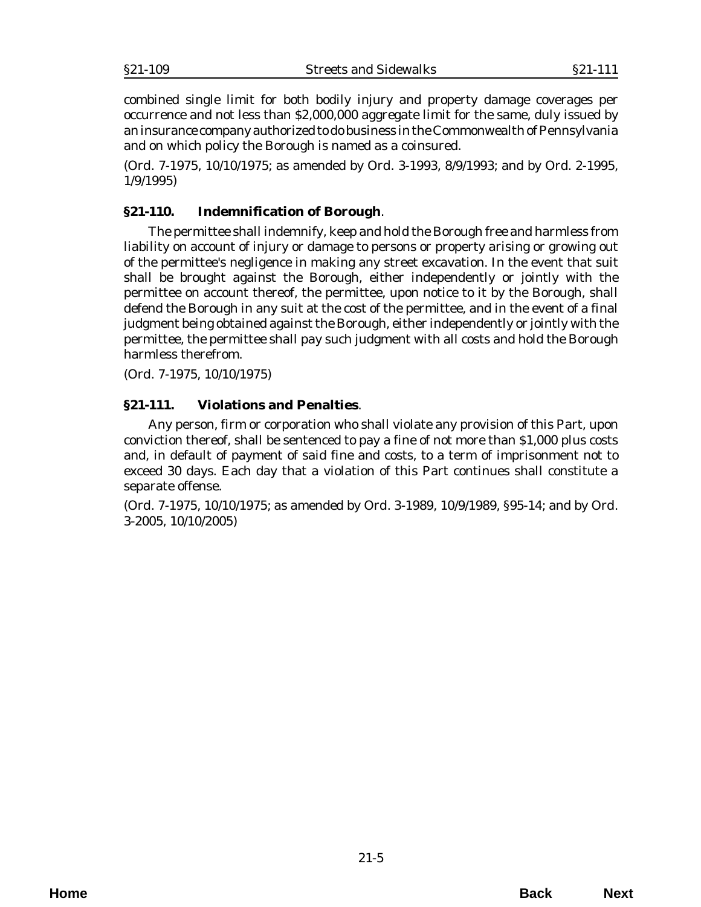combined single limit for both bodily injury and property damage coverages per occurrence and not less than $2,000,000 aggregate limit for the same, duly issued by an insurance company authorized to do business in the Commonwealth of Pennsylvania and on which policy the Borough is named as a coinsured.

(*Ord. 7-1975*, 10/10/1975; as amended by *Ord. 3-1993*, 8/9/1993; and by *Ord. 2-1995*, 1/9/1995)

### §21-110. Indemnification of Borough.

The permittee shall indemnify, keep and hold the Borough free and harmless from liability on account of injury or damage to persons or property arising or growing out of the permittee's negligence in making any street excavation. In the event that suit shall be brought against the Borough, either independently or jointly with the permittee on account thereof, the permittee, upon notice to it by the Borough, shall defend the Borough in any suit at the cost of the permittee, and in the event of a final judgment being obtained against the Borough, either independently or jointly with the permittee, the permittee shall pay such judgment with all costs and hold the Borough harmless therefrom.

(*Ord. 7-1975*, 10/10/1975)

### §21-111. Violations and Penalties.

Any person, firm or corporation who shall violate any provision of this Part, upon conviction thereof, shall be sentenced to pay a fine of not more than $1,000 plus costs and, in default of payment of said fine and costs, to a term of imprisonment not to exceed 30 days. Each day that a violation of this Part continues shall constitute a separate offense.

(*Ord. 7-1975*, 10/10/1975; as amended by *Ord. 3-1989*, 10/9/1989, §95-14; and by *Ord. 3-2005*, 10/10/2005)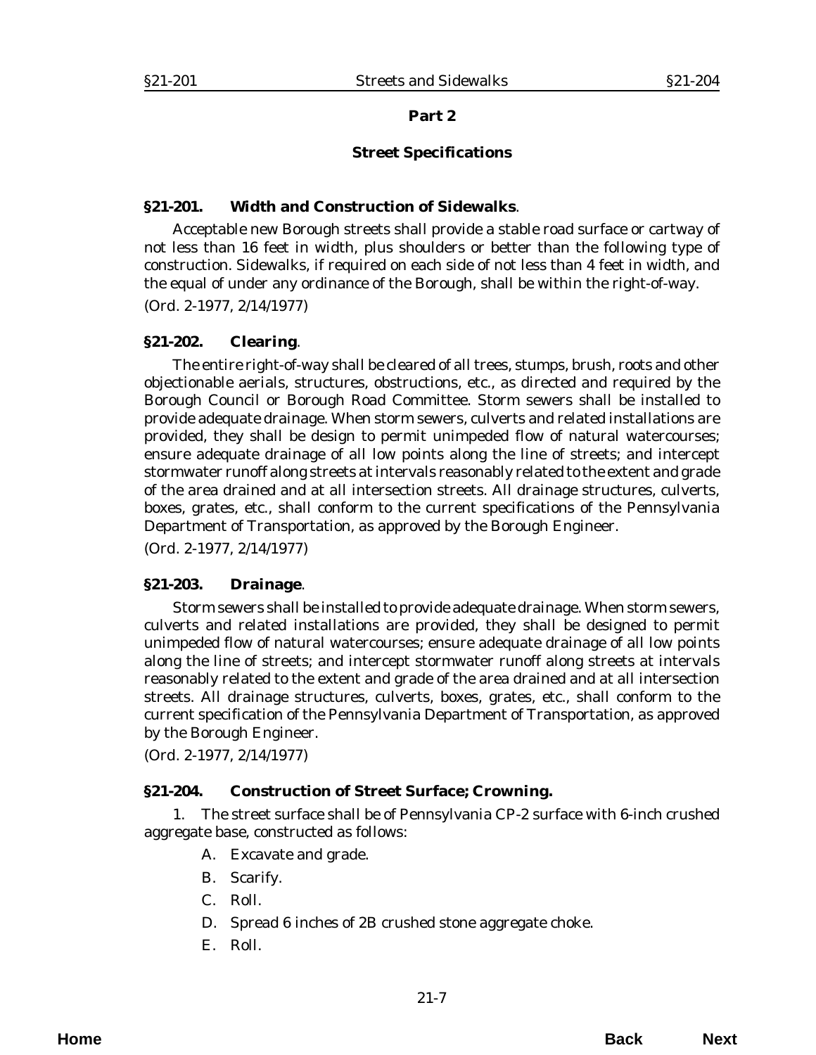## Part 2

## Street Specifications

### §21-201. Width and Construction of Sidewalks.

Acceptable new Borough streets shall provide a stable road surface or cartway of not less than 16 feet in width, plus shoulders or better than the following type of construction. Sidewalks, if required on each side of not less than 4 feet in width, and the equal of under any ordinance of the Borough, shall be within the right-of-way.

(Ord. 2-1977, 2/14/1977)

### §21-202. Clearing.

The entire right-of-way shall be cleared of all trees, stumps, brush, roots and other objectionable aerials, structures, obstructions, etc., as directed and required by the Borough Council or Borough Road Committee. Storm sewers shall be installed to provide adequate drainage. When storm sewers, culverts and related installations are provided, they shall be design to permit unimpeded flow of natural watercourses; ensure adequate drainage of all low points along the line of streets; and intercept stormwater runoff along streets at intervals reasonably related to the extent and grade of the area drained and at all intersection streets. All drainage structures, culverts, boxes, grates, etc., shall conform to the current specifications of the Pennsylvania Department of Transportation, as approved by the Borough Engineer.

(Ord. 2-1977, 2/14/1977)

### §21-203. Drainage.

Storm sewers shall be installed to provide adequate drainage. When storm sewers, culverts and related installations are provided, they shall be designed to permit unimpeded flow of natural watercourses; ensure adequate drainage of all low points along the line of streets; and intercept stormwater runoff along streets at intervals reasonably related to the extent and grade of the area drained and at all intersection streets. All drainage structures, culverts, boxes, grates, etc., shall conform to the current specification of the Pennsylvania Department of Transportation, as approved by the Borough Engineer.

(Ord. 2-1977, 2/14/1977)

### §21-204. Construction of Street Surface; Crowning.

1. The street surface shall be of Pennsylvania CP-2 surface with 6-inch crushed aggregate base, constructed as follows:

   A. Excavate and grade.

   B. Scarify.

   C. Roll.

   D. Spread 6 inches of 2B crushed stone aggregate choke.

   E. Roll.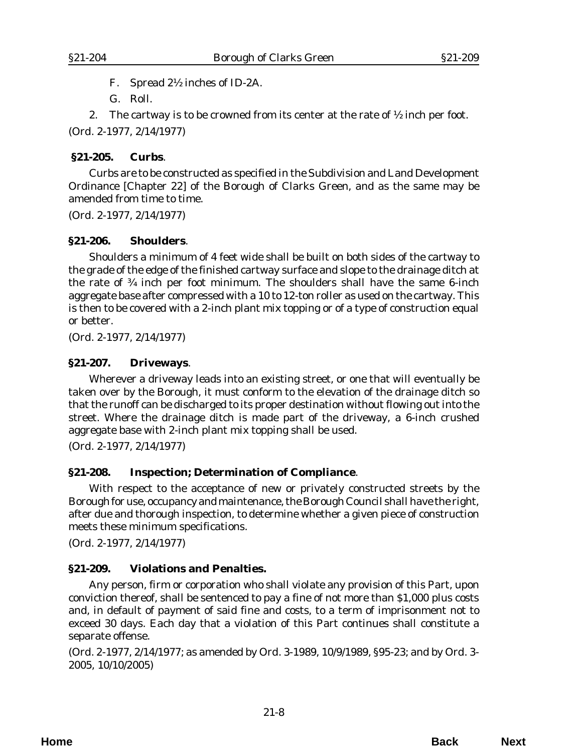F. Spread 2½ inches of ID-2A.

G. Roll.

2. The cartway is to be crowned from its center at the rate of ½ inch per foot.

(Ord. 2-1977, 2/14/1977)

**§21-205. Curbs**.

Curbs are to be constructed as specified in the Subdivision and Land Development Ordinance [Chapter 22] of the Borough of Clarks Green, and as the same may be amended from time to time.

(Ord. 2-1977, 2/14/1977)

**§21-206. Shoulders**.

Shoulders a minimum of 4 feet wide shall be built on both sides of the cartway to the grade of the edge of the finished cartway surface and slope to the drainage ditch at the rate of ¾ inch per foot minimum. The shoulders shall have the same 6-inch aggregate base after compressed with a 10 to 12-ton roller as used on the cartway. This is then to be covered with a 2-inch plant mix topping or of a type of construction equal or better.

(Ord. 2-1977, 2/14/1977)

**§21-207. Driveways**.

Wherever a driveway leads into an existing street, or one that will eventually be taken over by the Borough, it must conform to the elevation of the drainage ditch so that the runoff can be discharged to its proper destination without flowing out into the street. Where the drainage ditch is made part of the driveway, a 6-inch crushed aggregate base with 2-inch plant mix topping shall be used.

(Ord. 2-1977, 2/14/1977)

**§21-208. Inspection; Determination of Compliance**.

With respect to the acceptance of new or privately constructed streets by the Borough for use, occupancy and maintenance, the Borough Council shall have the right, after due and thorough inspection, to determine whether a given piece of construction meets these minimum specifications.

(Ord. 2-1977, 2/14/1977)

**§21-209. Violations and Penalties.**

Any person, firm or corporation who shall violate any provision of this Part, upon conviction thereof, shall be sentenced to pay a fine of not more than $1,000 plus costs and, in default of payment of said fine and costs, to a term of imprisonment not to exceed 30 days. Each day that a violation of this Part continues shall constitute a separate offense.

(Ord. 2-1977, 2/14/1977; as amended by Ord. 3-1989, 10/9/1989, §95-23; and by Ord. 3-2005, 10/10/2005)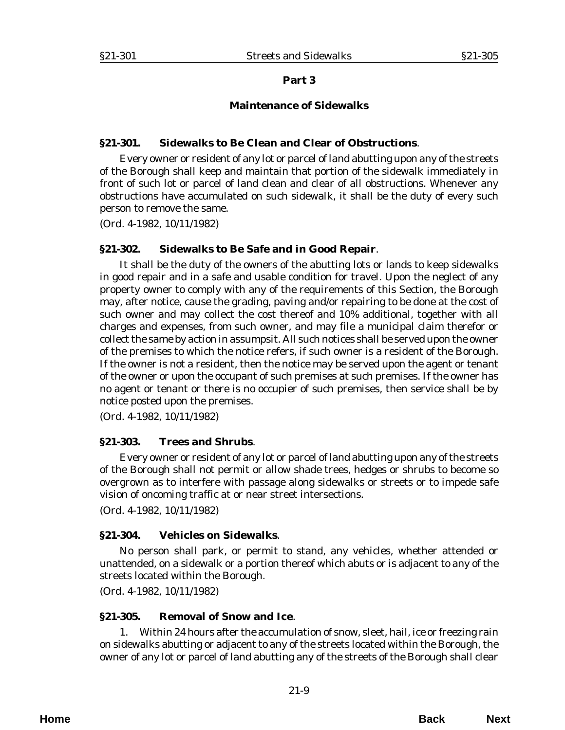## Part 3

## Maintenance of Sidewalks

### §21-301. Sidewalks to Be Clean and Clear of Obstructions.

Every owner or resident of any lot or parcel of land abutting upon any of the streets of the Borough shall keep and maintain that portion of the sidewalk immediately in front of such lot or parcel of land clean and clear of all obstructions. Whenever any obstructions have accumulated on such sidewalk, it shall be the duty of every such person to remove the same.

(*Ord. 4-1982*, 10/11/1982)

### §21-302. Sidewalks to Be Safe and in Good Repair.

It shall be the duty of the owners of the abutting lots or lands to keep sidewalks in good repair and in a safe and usable condition for travel. Upon the neglect of any property owner to comply with any of the requirements of this Section, the Borough may, after notice, cause the grading, paving and/or repairing to be done at the cost of such owner and may collect the cost thereof and 10% additional, together with all charges and expenses, from such owner, and may file a municipal claim therefor or collect the same by action in assumpsit. All such notices shall be served upon the owner of the premises to which the notice refers, if such owner is a resident of the Borough. If the owner is not a resident, then the notice may be served upon the agent or tenant of the owner or upon the occupant of such premises at such premises. If the owner has no agent or tenant or there is no occupier of such premises, then service shall be by notice posted upon the premises.

(*Ord. 4-1982*, 10/11/1982)

### §21-303. Trees and Shrubs.

Every owner or resident of any lot or parcel of land abutting upon any of the streets of the Borough shall not permit or allow shade trees, hedges or shrubs to become so overgrown as to interfere with passage along sidewalks or streets or to impede safe vision of oncoming traffic at or near street intersections.

(*Ord. 4-1982*, 10/11/1982)

### §21-304. Vehicles on Sidewalks.

No person shall park, or permit to stand, any vehicles, whether attended or unattended, on a sidewalk or a portion thereof which abuts or is adjacent to any of the streets located within the Borough.

(*Ord. 4-1982*, 10/11/1982)

### §21-305. Removal of Snow and Ice.

1. Within 24 hours after the accumulation of snow, sleet, hail, ice or freezing rain on sidewalks abutting or adjacent to any of the streets located within the Borough, the owner of any lot or parcel of land abutting any of the streets of the Borough shall clear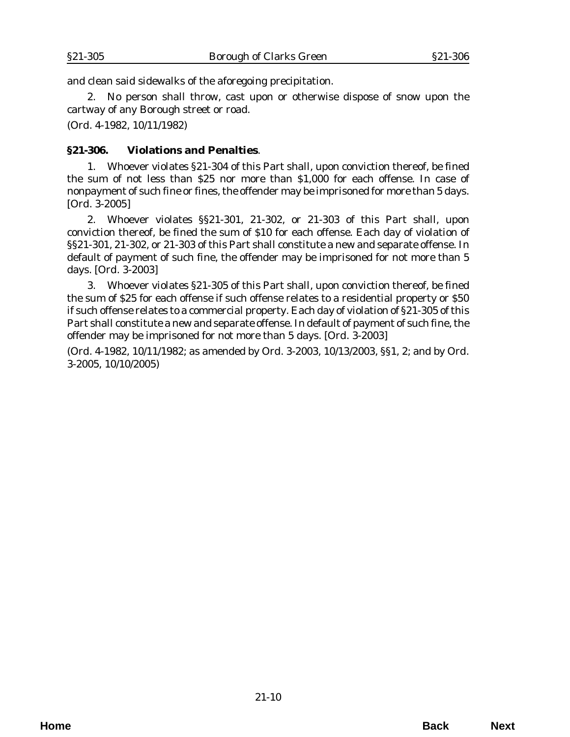and clean said sidewalks of the aforegoing precipitation.

2. No person shall throw, cast upon or otherwise dispose of snow upon the cartway of any Borough street or road.

(Ord. 4-1982, 10/11/1982)

**§21-306. Violations and Penalties**.

1. Whoever violates §21-304 of this Part shall, upon conviction thereof, be fined the sum of not less than $25 nor more than $1,000 for each offense. In case of nonpayment of such fine or fines, the offender may be imprisoned for more than 5 days. [Ord. 3-2005]

2. Whoever violates §§21-301, 21-302, or 21-303 of this Part shall, upon conviction thereof, be fined the sum of $10 for each offense. Each day of violation of §§21-301, 21-302, or 21-303 of this Part shall constitute a new and separate offense. In default of payment of such fine, the offender may be imprisoned for not more than 5 days. [Ord. 3-2003]

3. Whoever violates §21-305 of this Part shall, upon conviction thereof, be fined the sum of $25 for each offense if such offense relates to a residential property or $50 if such offense relates to a commercial property. Each day of violation of §21-305 of this Part shall constitute a new and separate offense. In default of payment of such fine, the offender may be imprisoned for not more than 5 days. [Ord. 3-2003]

(Ord. 4-1982, 10/11/1982; as amended by Ord. 3-2003, 10/13/2003, §§1, 2; and by Ord. 3-2005, 10/10/2005)